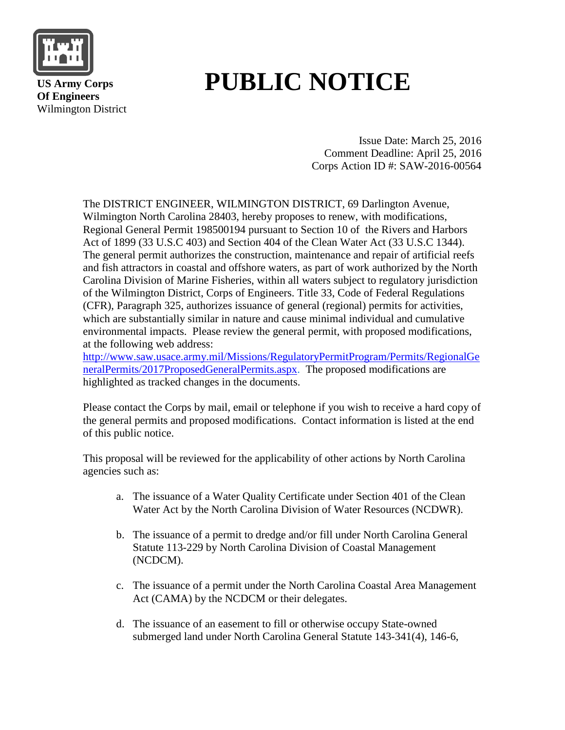**US Army Corps Of Engineers**
Wilmington District

# PUBLIC NOTICE

Issue Date: March 25, 2016
Comment Deadline: April 25, 2016
Corps Action ID #: SAW-2016-00564

The DISTRICT ENGINEER, WILMINGTON DISTRICT, 69 Darlington Avenue, Wilmington North Carolina 28403, hereby proposes to renew, with modifications, Regional General Permit 198500194 pursuant to Section 10 of the Rivers and Harbors Act of 1899 (33 U.S.C 403) and Section 404 of the Clean Water Act (33 U.S.C 1344). The general permit authorizes the construction, maintenance and repair of artificial reefs and fish attractors in coastal and offshore waters, as part of work authorized by the North Carolina Division of Marine Fisheries, within all waters subject to regulatory jurisdiction of the Wilmington District, Corps of Engineers. Title 33, Code of Federal Regulations (CFR), Paragraph 325, authorizes issuance of general (regional) permits for activities, which are substantially similar in nature and cause minimal individual and cumulative environmental impacts. Please review the general permit, with proposed modifications, at the following web address: http://www.saw.usace.army.mil/Missions/RegulatoryPermitProgram/Permits/RegionalGeneralPermits/2017ProposedGeneralPermits.aspx. The proposed modifications are highlighted as tracked changes in the documents.

Please contact the Corps by mail, email or telephone if you wish to receive a hard copy of the general permits and proposed modifications. Contact information is listed at the end of this public notice.

This proposal will be reviewed for the applicability of other actions by North Carolina agencies such as:

a. The issuance of a Water Quality Certificate under Section 401 of the Clean Water Act by the North Carolina Division of Water Resources (NCDWR).

b. The issuance of a permit to dredge and/or fill under North Carolina General Statute 113-229 by North Carolina Division of Coastal Management (NCDCM).

c. The issuance of a permit under the North Carolina Coastal Area Management Act (CAMA) by the NCDCM or their delegates.

d. The issuance of an easement to fill or otherwise occupy State-owned submerged land under North Carolina General Statute 143-341(4), 146-6,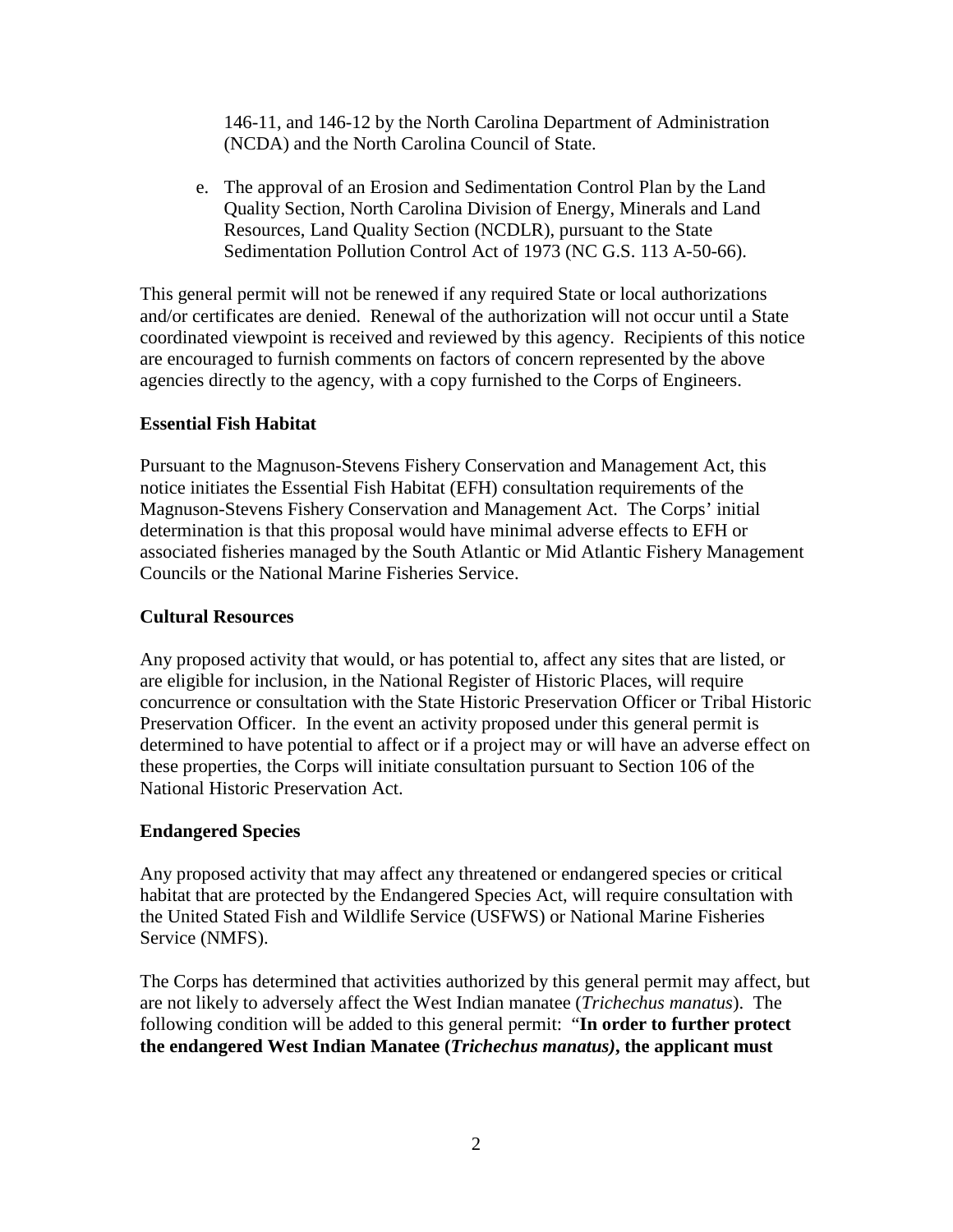146-11, and 146-12 by the North Carolina Department of Administration (NCDA) and the North Carolina Council of State.

e. The approval of an Erosion and Sedimentation Control Plan by the Land Quality Section, North Carolina Division of Energy, Minerals and Land Resources, Land Quality Section (NCDLR), pursuant to the State Sedimentation Pollution Control Act of 1973 (NC G.S. 113 A-50-66).

This general permit will not be renewed if any required State or local authorizations and/or certificates are denied. Renewal of the authorization will not occur until a State coordinated viewpoint is received and reviewed by this agency. Recipients of this notice are encouraged to furnish comments on factors of concern represented by the above agencies directly to the agency, with a copy furnished to the Corps of Engineers.

**Essential Fish Habitat**

Pursuant to the Magnuson-Stevens Fishery Conservation and Management Act, this notice initiates the Essential Fish Habitat (EFH) consultation requirements of the Magnuson-Stevens Fishery Conservation and Management Act. The Corps' initial determination is that this proposal would have minimal adverse effects to EFH or associated fisheries managed by the South Atlantic or Mid Atlantic Fishery Management Councils or the National Marine Fisheries Service.

**Cultural Resources**

Any proposed activity that would, or has potential to, affect any sites that are listed, or are eligible for inclusion, in the National Register of Historic Places, will require concurrence or consultation with the State Historic Preservation Officer or Tribal Historic Preservation Officer. In the event an activity proposed under this general permit is determined to have potential to affect or if a project may or will have an adverse effect on these properties, the Corps will initiate consultation pursuant to Section 106 of the National Historic Preservation Act.

**Endangered Species**

Any proposed activity that may affect any threatened or endangered species or critical habitat that are protected by the Endangered Species Act, will require consultation with the United Stated Fish and Wildlife Service (USFWS) or National Marine Fisheries Service (NMFS).

The Corps has determined that activities authorized by this general permit may affect, but are not likely to adversely affect the West Indian manatee (*Trichechus manatus*). The following condition will be added to this general permit: "**In order to further protect the endangered West Indian Manatee (*Trichechus manatus)*, the applicant must**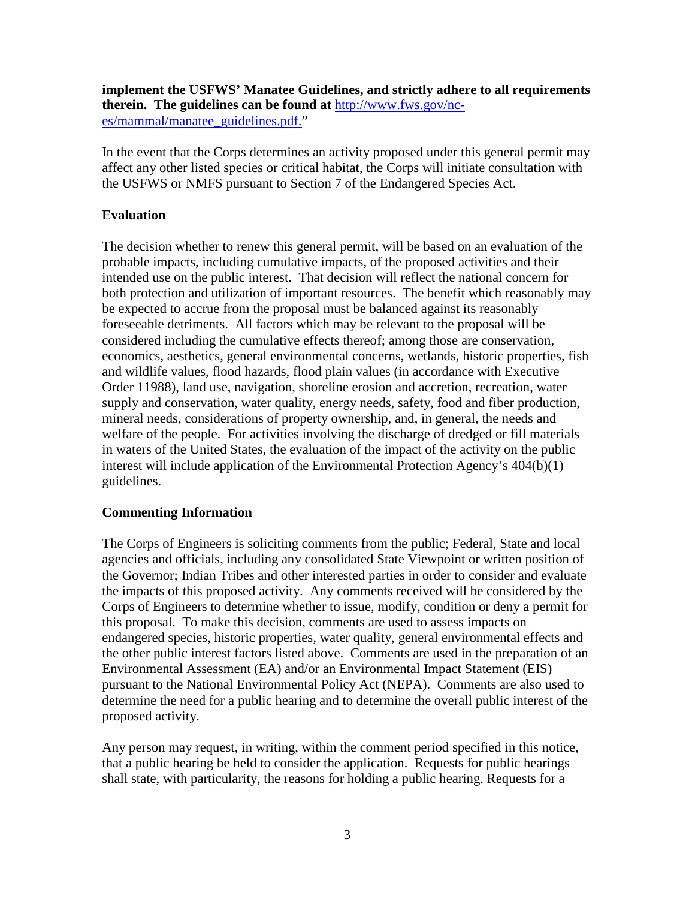**implement the USFWS' Manatee Guidelines, and strictly adhere to all requirements therein. The guidelines can be found at** [http://www.fws.gov/nc-es/mammal/manatee_guidelines.pdf.](http://www.fws.gov/nc-es/mammal/manatee_guidelines.pdf)"

In the event that the Corps determines an activity proposed under this general permit may affect any other listed species or critical habitat, the Corps will initiate consultation with the USFWS or NMFS pursuant to Section 7 of the Endangered Species Act.

**Evaluation**

The decision whether to renew this general permit, will be based on an evaluation of the probable impacts, including cumulative impacts, of the proposed activities and their intended use on the public interest. That decision will reflect the national concern for both protection and utilization of important resources. The benefit which reasonably may be expected to accrue from the proposal must be balanced against its reasonably foreseeable detriments. All factors which may be relevant to the proposal will be considered including the cumulative effects thereof; among those are conservation, economics, aesthetics, general environmental concerns, wetlands, historic properties, fish and wildlife values, flood hazards, flood plain values (in accordance with Executive Order 11988), land use, navigation, shoreline erosion and accretion, recreation, water supply and conservation, water quality, energy needs, safety, food and fiber production, mineral needs, considerations of property ownership, and, in general, the needs and welfare of the people. For activities involving the discharge of dredged or fill materials in waters of the United States, the evaluation of the impact of the activity on the public interest will include application of the Environmental Protection Agency's 404(b)(1) guidelines.

**Commenting Information**

The Corps of Engineers is soliciting comments from the public; Federal, State and local agencies and officials, including any consolidated State Viewpoint or written position of the Governor; Indian Tribes and other interested parties in order to consider and evaluate the impacts of this proposed activity. Any comments received will be considered by the Corps of Engineers to determine whether to issue, modify, condition or deny a permit for this proposal. To make this decision, comments are used to assess impacts on endangered species, historic properties, water quality, general environmental effects and the other public interest factors listed above. Comments are used in the preparation of an Environmental Assessment (EA) and/or an Environmental Impact Statement (EIS) pursuant to the National Environmental Policy Act (NEPA). Comments are also used to determine the need for a public hearing and to determine the overall public interest of the proposed activity.

Any person may request, in writing, within the comment period specified in this notice, that a public hearing be held to consider the application. Requests for public hearings shall state, with particularity, the reasons for holding a public hearing. Requests for a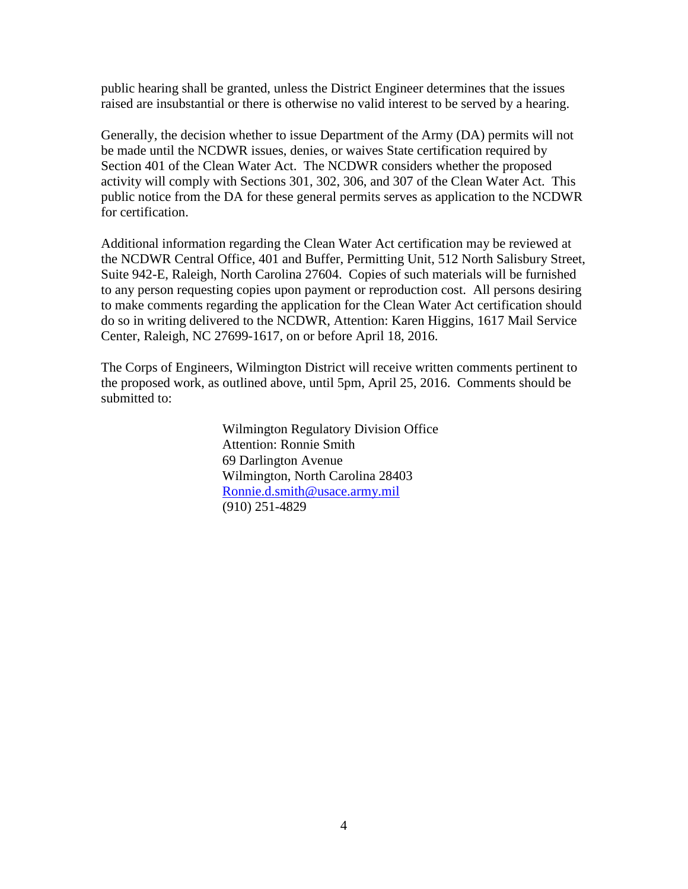public hearing shall be granted, unless the District Engineer determines that the issues raised are insubstantial or there is otherwise no valid interest to be served by a hearing.

Generally, the decision whether to issue Department of the Army (DA) permits will not be made until the NCDWR issues, denies, or waives State certification required by Section 401 of the Clean Water Act. The NCDWR considers whether the proposed activity will comply with Sections 301, 302, 306, and 307 of the Clean Water Act. This public notice from the DA for these general permits serves as application to the NCDWR for certification.

Additional information regarding the Clean Water Act certification may be reviewed at the NCDWR Central Office, 401 and Buffer, Permitting Unit, 512 North Salisbury Street, Suite 942-E, Raleigh, North Carolina 27604. Copies of such materials will be furnished to any person requesting copies upon payment or reproduction cost. All persons desiring to make comments regarding the application for the Clean Water Act certification should do so in writing delivered to the NCDWR, Attention: Karen Higgins, 1617 Mail Service Center, Raleigh, NC 27699-1617, on or before April 18, 2016.

The Corps of Engineers, Wilmington District will receive written comments pertinent to the proposed work, as outlined above, until 5pm, April 25, 2016. Comments should be submitted to:

Wilmington Regulatory Division Office  
Attention: Ronnie Smith  
69 Darlington Avenue  
Wilmington, North Carolina 28403  
Ronnie.d.smith@usace.army.mil  
(910) 251-4829